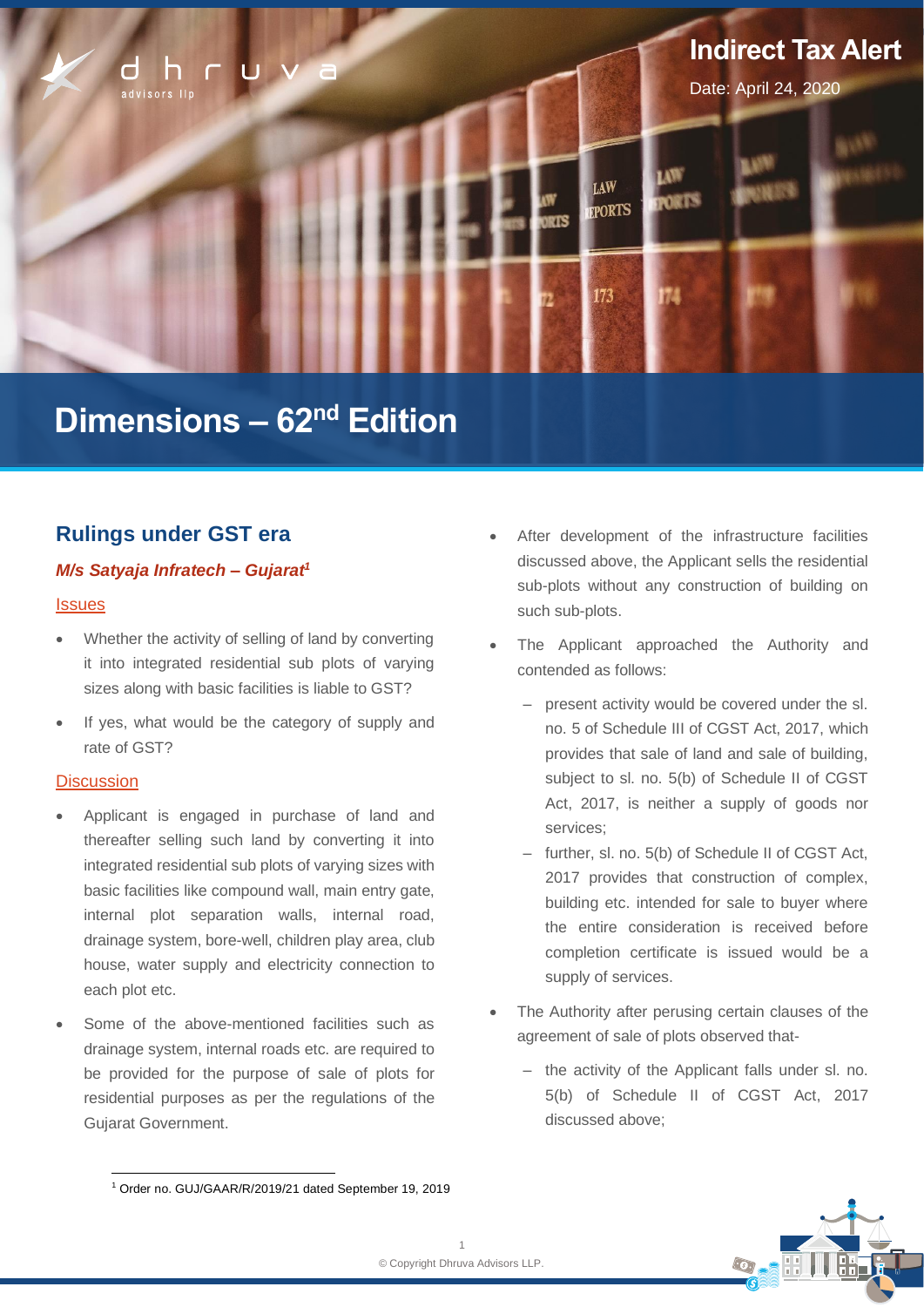Indirect Tax Alert

Date: April 24, 2020

# Dimensions – 62nd Edition

## Rulings under GST era

### *M/s Satyaja Infratech – Gujarat*[1]

**Issues**

- Whether the activity of selling of land by converting it into integrated residential sub plots of varying sizes along with basic facilities is liable to GST?
- If yes, what would be the category of supply and rate of GST?

**Discussion**

- Applicant is engaged in purchase of land and thereafter selling such land by converting it into integrated residential sub plots of varying sizes with basic facilities like compound wall, main entry gate, internal plot separation walls, internal road, drainage system, bore-well, children play area, club house, water supply and electricity connection to each plot etc.
- Some of the above-mentioned facilities such as drainage system, internal roads etc. are required to be provided for the purpose of sale of plots for residential purposes as per the regulations of the Gujarat Government.
- After development of the infrastructure facilities discussed above, the Applicant sells the residential sub-plots without any construction of building on such sub-plots.
- The Applicant approached the Authority and contended as follows:
  - present activity would be covered under the sl. no. 5 of Schedule III of CGST Act, 2017, which provides that sale of land and sale of building, subject to sl. no. 5(b) of Schedule II of CGST Act, 2017, is neither a supply of goods nor services;
  - further, sl. no. 5(b) of Schedule II of CGST Act, 2017 provides that construction of complex, building etc. intended for sale to buyer where the entire consideration is received before completion certificate is issued would be a supply of services.
- The Authority after perusing certain clauses of the agreement of sale of plots observed that-
  - the activity of the Applicant falls under sl. no. 5(b) of Schedule II of CGST Act, 2017 discussed above;

[1] Order no. GUJ/GAAR/R/2019/21 dated September 19, 2019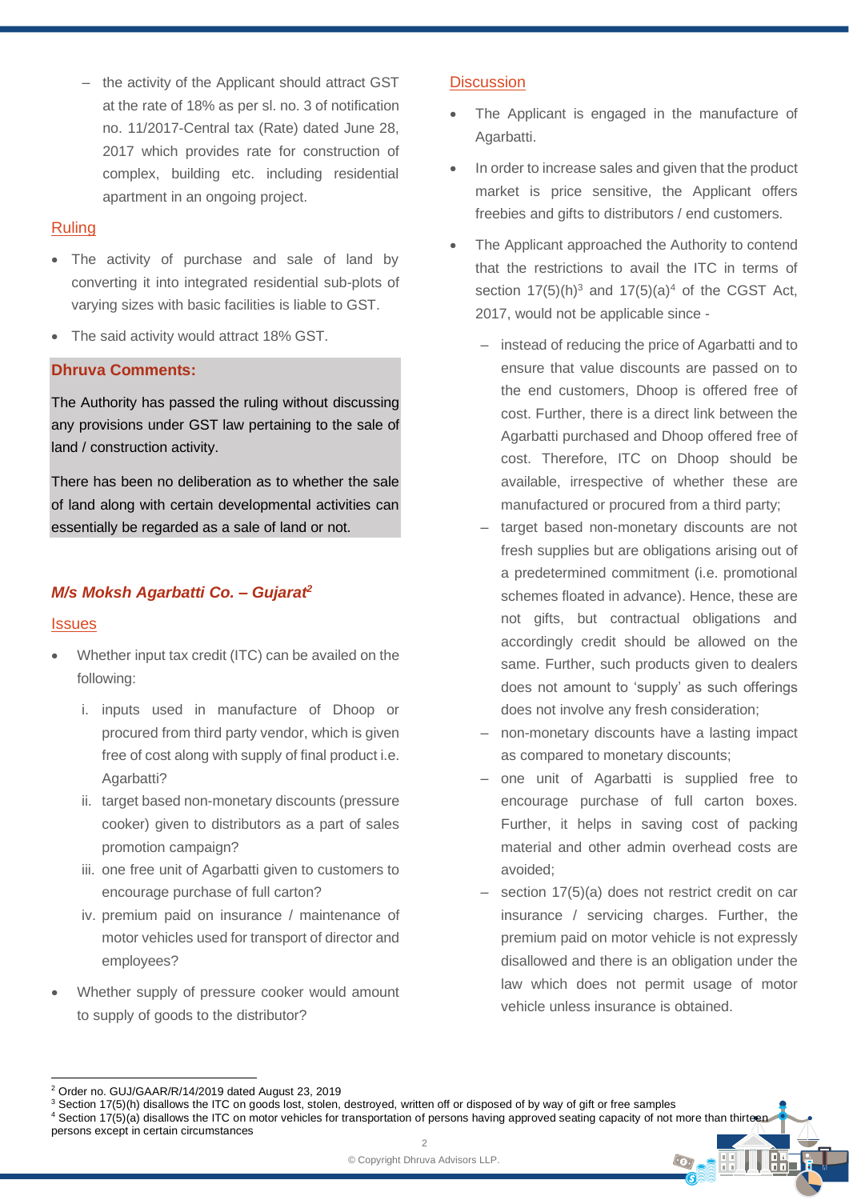– the activity of the Applicant should attract GST at the rate of 18% as per sl. no. 3 of notification no. 11/2017-Central tax (Rate) dated June 28, 2017 which provides rate for construction of complex, building etc. including residential apartment in an ongoing project.

### Ruling

- The activity of purchase and sale of land by converting it into integrated residential sub-plots of varying sizes with basic facilities is liable to GST.
- The said activity would attract 18% GST.

**Dhruva Comments:**

The Authority has passed the ruling without discussing any provisions under GST law pertaining to the sale of land / construction activity.

There has been no deliberation as to whether the sale of land along with certain developmental activities can essentially be regarded as a sale of land or not.

## *M/s Moksh Agarbatti Co. – Gujarat*[2]

### Issues

- Whether input tax credit (ITC) can be availed on the following:
  1. inputs used in manufacture of Dhoop or procured from third party vendor, which is given free of cost along with supply of final product i.e. Agarbatti?
  2. target based non-monetary discounts (pressure cooker) given to distributors as a part of sales promotion campaign?
  3. one free unit of Agarbatti given to customers to encourage purchase of full carton?
  4. premium paid on insurance / maintenance of motor vehicles used for transport of director and employees?
- Whether supply of pressure cooker would amount to supply of goods to the distributor?

### Discussion

- The Applicant is engaged in the manufacture of Agarbatti.
- In order to increase sales and given that the product market is price sensitive, the Applicant offers freebies and gifts to distributors / end customers.
- The Applicant approached the Authority to contend that the restrictions to avail the ITC in terms of section 17(5)(h)[3] and 17(5)(a)[4] of the CGST Act, 2017, would not be applicable since -
  - instead of reducing the price of Agarbatti and to ensure that value discounts are passed on to the end customers, Dhoop is offered free of cost. Further, there is a direct link between the Agarbatti purchased and Dhoop offered free of cost. Therefore, ITC on Dhoop should be available, irrespective of whether these are manufactured or procured from a third party;
  - target based non-monetary discounts are not fresh supplies but are obligations arising out of a predetermined commitment (i.e. promotional schemes floated in advance). Hence, these are not gifts, but contractual obligations and accordingly credit should be allowed on the same. Further, such products given to dealers does not amount to 'supply' as such offerings does not involve any fresh consideration;
  - non-monetary discounts have a lasting impact as compared to monetary discounts;
  - one unit of Agarbatti is supplied free to encourage purchase of full carton boxes. Further, it helps in saving cost of packing material and other admin overhead costs are avoided;
  - section 17(5)(a) does not restrict credit on car insurance / servicing charges. Further, the premium paid on motor vehicle is not expressly disallowed and there is an obligation under the law which does not permit usage of motor vehicle unless insurance is obtained.

---

[2] Order no. GUJ/GAAR/R/14/2019 dated August 23, 2019

[3] Section 17(5)(h) disallows the ITC on goods lost, stolen, destroyed, written off or disposed of by way of gift or free samples

[4] Section 17(5)(a) disallows the ITC on motor vehicles for transportation of persons having approved seating capacity of not more than thirteen persons except in certain circumstances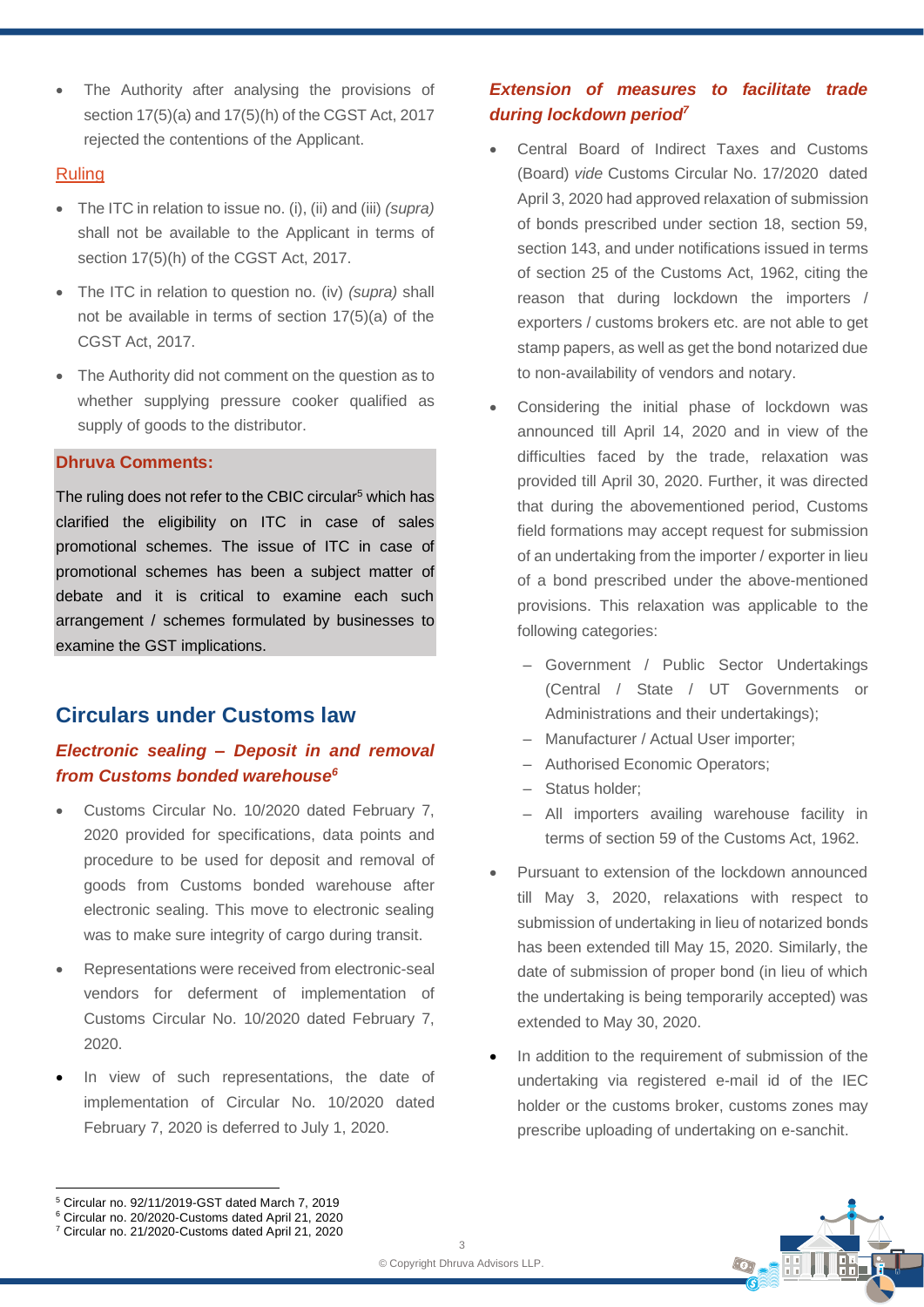- The Authority after analysing the provisions of section 17(5)(a) and 17(5)(h) of the CGST Act, 2017 rejected the contentions of the Applicant.

Ruling

- The ITC in relation to issue no. (i), (ii) and (iii) *(supra)* shall not be available to the Applicant in terms of section 17(5)(h) of the CGST Act, 2017.
- The ITC in relation to question no. (iv) *(supra)* shall not be available in terms of section 17(5)(a) of the CGST Act, 2017.
- The Authority did not comment on the question as to whether supplying pressure cooker qualified as supply of goods to the distributor.

**Dhruva Comments:**

The ruling does not refer to the CBIC circular[5] which has clarified the eligibility on ITC in case of sales promotional schemes. The issue of ITC in case of promotional schemes has been a subject matter of debate and it is critical to examine each such arrangement / schemes formulated by businesses to examine the GST implications.

## Circulars under Customs law

### *Electronic sealing – Deposit in and removal from Customs bonded warehouse*[6]

- Customs Circular No. 10/2020 dated February 7, 2020 provided for specifications, data points and procedure to be used for deposit and removal of goods from Customs bonded warehouse after electronic sealing. This move to electronic sealing was to make sure integrity of cargo during transit.
- Representations were received from electronic-seal vendors for deferment of implementation of Customs Circular No. 10/2020 dated February 7, 2020.
- In view of such representations, the date of implementation of Circular No. 10/2020 dated February 7, 2020 is deferred to July 1, 2020.

### *Extension of measures to facilitate trade during lockdown period*[7]

- Central Board of Indirect Taxes and Customs (Board) *vide* Customs Circular No. 17/2020 dated April 3, 2020 had approved relaxation of submission of bonds prescribed under section 18, section 59, section 143, and under notifications issued in terms of section 25 of the Customs Act, 1962, citing the reason that during lockdown the importers / exporters / customs brokers etc. are not able to get stamp papers, as well as get the bond notarized due to non-availability of vendors and notary.
- Considering the initial phase of lockdown was announced till April 14, 2020 and in view of the difficulties faced by the trade, relaxation was provided till April 30, 2020. Further, it was directed that during the abovementioned period, Customs field formations may accept request for submission of an undertaking from the importer / exporter in lieu of a bond prescribed under the above-mentioned provisions. This relaxation was applicable to the following categories:
  - Government / Public Sector Undertakings (Central / State / UT Governments or Administrations and their undertakings);
  - Manufacturer / Actual User importer;
  - Authorised Economic Operators;
  - Status holder;
  - All importers availing warehouse facility in terms of section 59 of the Customs Act, 1962.
- Pursuant to extension of the lockdown announced till May 3, 2020, relaxations with respect to submission of undertaking in lieu of notarized bonds has been extended till May 15, 2020. Similarly, the date of submission of proper bond (in lieu of which the undertaking is being temporarily accepted) was extended to May 30, 2020.
- In addition to the requirement of submission of the undertaking via registered e-mail id of the IEC holder or the customs broker, customs zones may prescribe uploading of undertaking on e-sanchit.

---

[5] Circular no. 92/11/2019-GST dated March 7, 2019
[6] Circular no. 20/2020-Customs dated April 21, 2020
[7] Circular no. 21/2020-Customs dated April 21, 2020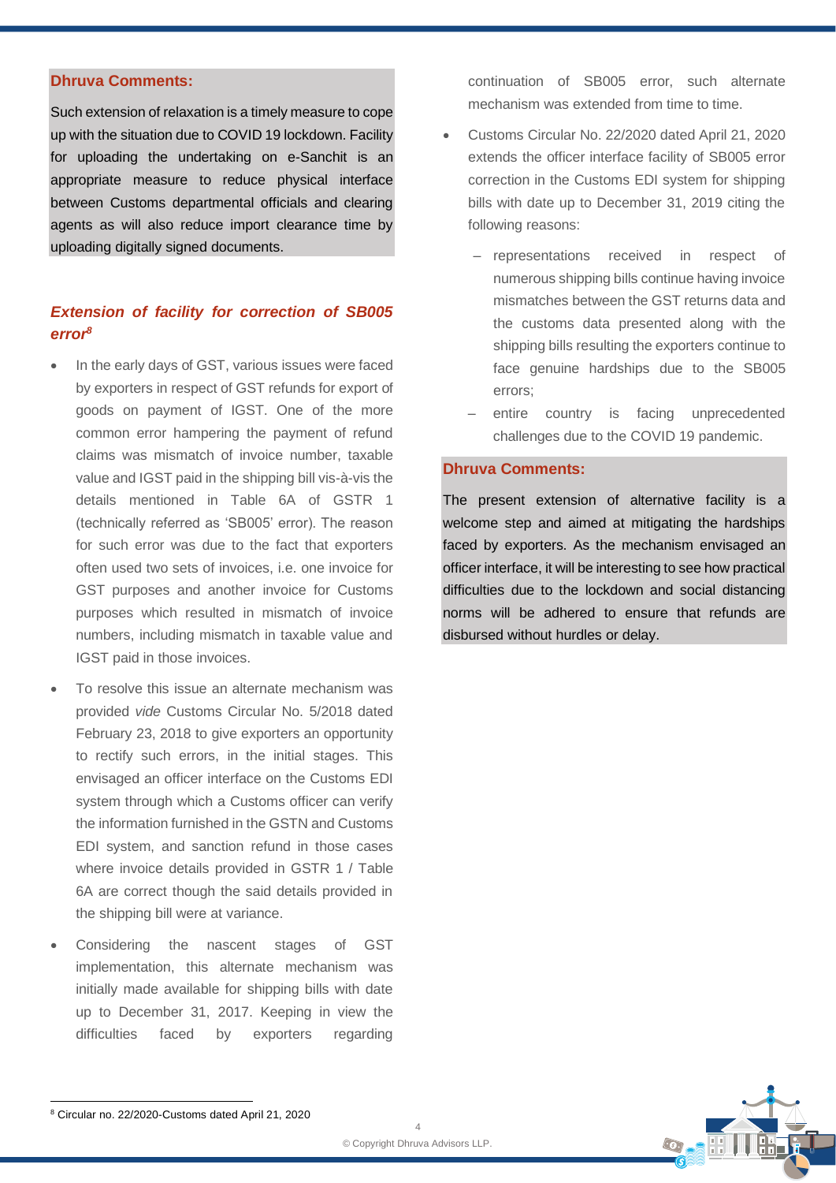**Dhruva Comments:**

Such extension of relaxation is a timely measure to cope up with the situation due to COVID 19 lockdown. Facility for uploading the undertaking on e-Sanchit is an appropriate measure to reduce physical interface between Customs departmental officials and clearing agents as will also reduce import clearance time by uploading digitally signed documents.

### *Extension of facility for correction of SB005 error*[8]

- In the early days of GST, various issues were faced by exporters in respect of GST refunds for export of goods on payment of IGST. One of the more common error hampering the payment of refund claims was mismatch of invoice number, taxable value and IGST paid in the shipping bill vis-à-vis the details mentioned in Table 6A of GSTR 1 (technically referred as 'SB005' error). The reason for such error was due to the fact that exporters often used two sets of invoices, i.e. one invoice for GST purposes and another invoice for Customs purposes which resulted in mismatch of invoice numbers, including mismatch in taxable value and IGST paid in those invoices.
- To resolve this issue an alternate mechanism was provided *vide* Customs Circular No. 5/2018 dated February 23, 2018 to give exporters an opportunity to rectify such errors, in the initial stages. This envisaged an officer interface on the Customs EDI system through which a Customs officer can verify the information furnished in the GSTN and Customs EDI system, and sanction refund in those cases where invoice details provided in GSTR 1 / Table 6A are correct though the said details provided in the shipping bill were at variance.
- Considering the nascent stages of GST implementation, this alternate mechanism was initially made available for shipping bills with date up to December 31, 2017. Keeping in view the difficulties faced by exporters regarding continuation of SB005 error, such alternate mechanism was extended from time to time.
- Customs Circular No. 22/2020 dated April 21, 2020 extends the officer interface facility of SB005 error correction in the Customs EDI system for shipping bills with date up to December 31, 2019 citing the following reasons:
  - representations received in respect of numerous shipping bills continue having invoice mismatches between the GST returns data and the customs data presented along with the shipping bills resulting the exporters continue to face genuine hardships due to the SB005 errors;
  - entire country is facing unprecedented challenges due to the COVID 19 pandemic.

**Dhruva Comments:**

The present extension of alternative facility is a welcome step and aimed at mitigating the hardships faced by exporters. As the mechanism envisaged an officer interface, it will be interesting to see how practical difficulties due to the lockdown and social distancing norms will be adhered to ensure that refunds are disbursed without hurdles or delay.

---

[8] Circular no. 22/2020-Customs dated April 21, 2020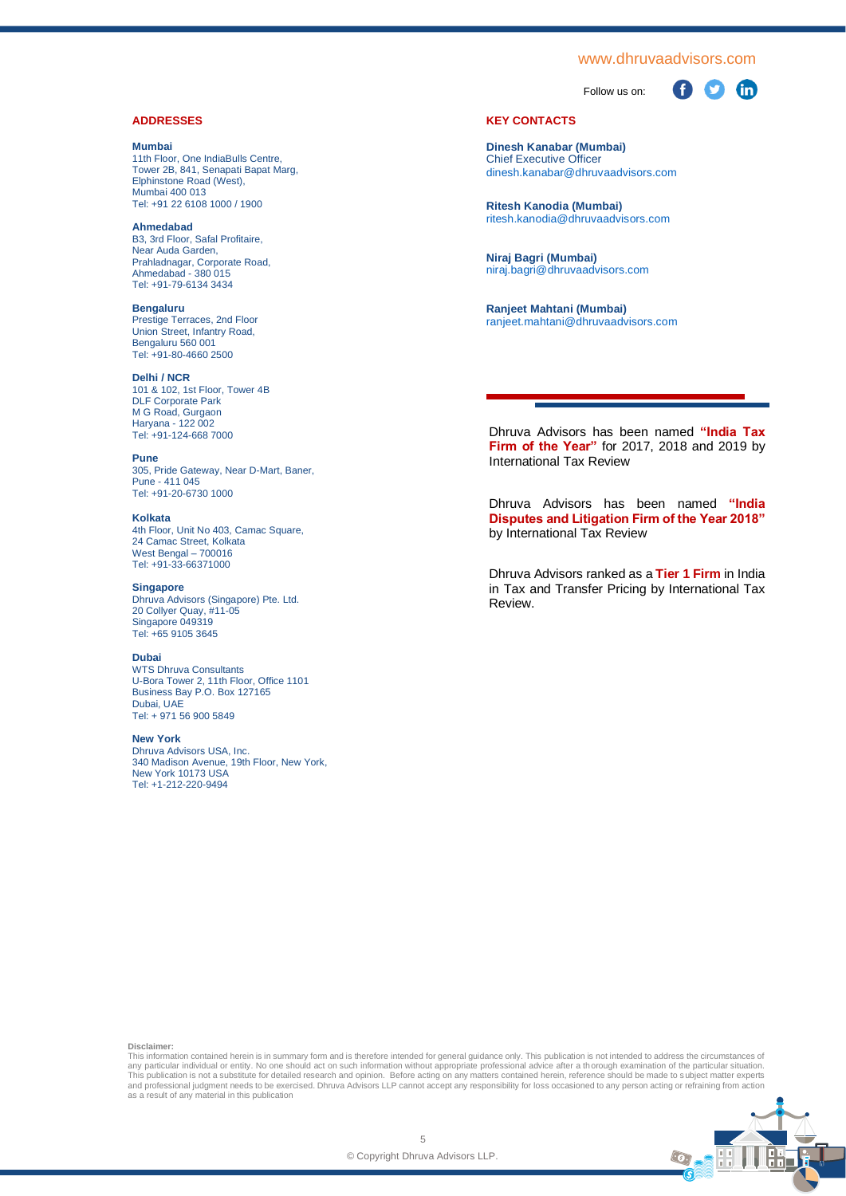www.dhruvaadvisors.com

Follow us on:

## ADDRESSES

**Mumbai**
11th Floor, One IndiaBulls Centre,
Tower 2B, 841, Senapati Bapat Marg,
Elphinstone Road (West),
Mumbai 400 013
Tel: +91 22 6108 1000 / 1900

**Ahmedabad**
B3, 3rd Floor, Safal Profitaire,
Near Auda Garden,
Prahladnagar, Corporate Road,
Ahmedabad - 380 015
Tel: +91-79-6134 3434

**Bengaluru**
Prestige Terraces, 2nd Floor
Union Street, Infantry Road,
Bengaluru 560 001
Tel: +91-80-4660 2500

**Delhi / NCR**
101 & 102, 1st Floor, Tower 4B
DLF Corporate Park
M G Road, Gurgaon
Haryana - 122 002
Tel: +91-124-668 7000

**Pune**
305, Pride Gateway, Near D-Mart, Baner,
Pune - 411 045
Tel: +91-20-6730 1000

**Kolkata**
4th Floor, Unit No 403, Camac Square,
24 Camac Street, Kolkata
West Bengal – 700016
Tel: +91-33-66371000

**Singapore**
Dhruva Advisors (Singapore) Pte. Ltd.
20 Collyer Quay, #11-05
Singapore 049319
Tel: +65 9105 3645

**Dubai**
WTS Dhruva Consultants
U-Bora Tower 2, 11th Floor, Office 1101
Business Bay P.O. Box 127165
Dubai, UAE
Tel: + 971 56 900 5849

**New York**
Dhruva Advisors USA, Inc.
340 Madison Avenue, 19th Floor, New York,
New York 10173 USA
Tel: +1-212-220-9494

## KEY CONTACTS

**Dinesh Kanabar (Mumbai)**
Chief Executive Officer
dinesh.kanabar@dhruvaadvisors.com

**Ritesh Kanodia (Mumbai)**
ritesh.kanodia@dhruvaadvisors.com

**Niraj Bagri (Mumbai)**
niraj.bagri@dhruvaadvisors.com

**Ranjeet Mahtani (Mumbai)**
ranjeet.mahtani@dhruvaadvisors.com

Dhruva Advisors has been named **"India Tax Firm of the Year"** for 2017, 2018 and 2019 by International Tax Review

Dhruva Advisors has been named **"India Disputes and Litigation Firm of the Year 2018"** by International Tax Review

Dhruva Advisors ranked as a **Tier 1 Firm** in India in Tax and Transfer Pricing by International Tax Review.

**Disclaimer:**
This information contained herein is in summary form and is therefore intended for general guidance only. This publication is not intended to address the circumstances of any particular individual or entity. No one should act on such information without appropriate professional advice after a thorough examination of the particular situation. This publication is not a substitute for detailed research and opinion. Before acting on any matters contained herein, reference should be made to subject matter experts and professional judgment needs to be exercised. Dhruva Advisors LLP cannot accept any responsibility for loss occasioned to any person acting or refraining from action as a result of any material in this publication

© Copyright Dhruva Advisors LLP.